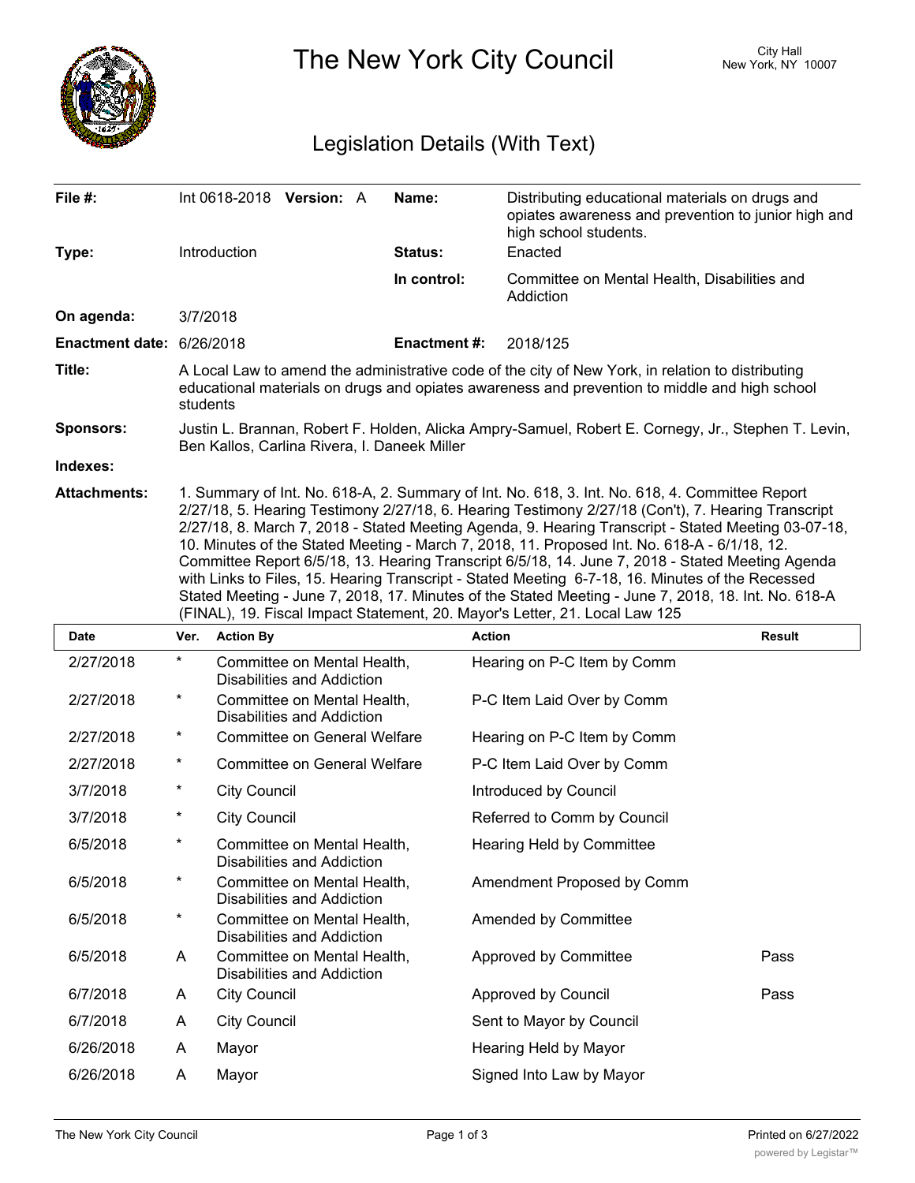# The New York City Council

City Hall
New York, NY 10007

## Legislation Details (With Text)

| | | | |
|---|---|---|---|
| **File #:** | Int 0618-2018 **Version:** A | **Name:** | Distributing educational materials on drugs and opiates awareness and prevention to junior high and high school students. |
| **Type:** | Introduction | **Status:** | Enacted |
| | | **In control:** | Committee on Mental Health, Disabilities and Addiction |
| **On agenda:** | 3/7/2018 | | |
| **Enactment date:** | 6/26/2018 | **Enactment #:** | 2018/125 |

**Title:** A Local Law to amend the administrative code of the city of New York, in relation to distributing educational materials on drugs and opiates awareness and prevention to middle and high school students

**Sponsors:** Justin L. Brannan, Robert F. Holden, Alicka Ampry-Samuel, Robert E. Cornegy, Jr., Stephen T. Levin, Ben Kallos, Carlina Rivera, I. Daneek Miller

**Indexes:**

**Attachments:** 1. Summary of Int. No. 618-A, 2. Summary of Int. No. 618, 3. Int. No. 618, 4. Committee Report 2/27/18, 5. Hearing Testimony 2/27/18, 6. Hearing Testimony 2/27/18 (Con't), 7. Hearing Transcript 2/27/18, 8. March 7, 2018 - Stated Meeting Agenda, 9. Hearing Transcript - Stated Meeting 03-07-18, 10. Minutes of the Stated Meeting - March 7, 2018, 11. Proposed Int. No. 618-A - 6/1/18, 12. Committee Report 6/5/18, 13. Hearing Transcript 6/5/18, 14. June 7, 2018 - Stated Meeting Agenda with Links to Files, 15. Hearing Transcript - Stated Meeting 6-7-18, 16. Minutes of the Recessed Stated Meeting - June 7, 2018, 17. Minutes of the Stated Meeting - June 7, 2018, 18. Int. No. 618-A (FINAL), 19. Fiscal Impact Statement, 20. Mayor's Letter, 21. Local Law 125

| Date | Ver. | Action By | Action | Result |
|---|---|---|---|---|
| 2/27/2018 | * | Committee on Mental Health, Disabilities and Addiction | Hearing on P-C Item by Comm | |
| 2/27/2018 | * | Committee on Mental Health, Disabilities and Addiction | P-C Item Laid Over by Comm | |
| 2/27/2018 | * | Committee on General Welfare | Hearing on P-C Item by Comm | |
| 2/27/2018 | * | Committee on General Welfare | P-C Item Laid Over by Comm | |
| 3/7/2018 | * | City Council | Introduced by Council | |
| 3/7/2018 | * | City Council | Referred to Comm by Council | |
| 6/5/2018 | * | Committee on Mental Health, Disabilities and Addiction | Hearing Held by Committee | |
| 6/5/2018 | * | Committee on Mental Health, Disabilities and Addiction | Amendment Proposed by Comm | |
| 6/5/2018 | * | Committee on Mental Health, Disabilities and Addiction | Amended by Committee | |
| 6/5/2018 | A | Committee on Mental Health, Disabilities and Addiction | Approved by Committee | Pass |
| 6/7/2018 | A | City Council | Approved by Council | Pass |
| 6/7/2018 | A | City Council | Sent to Mayor by Council | |
| 6/26/2018 | A | Mayor | Hearing Held by Mayor | |
| 6/26/2018 | A | Mayor | Signed Into Law by Mayor | |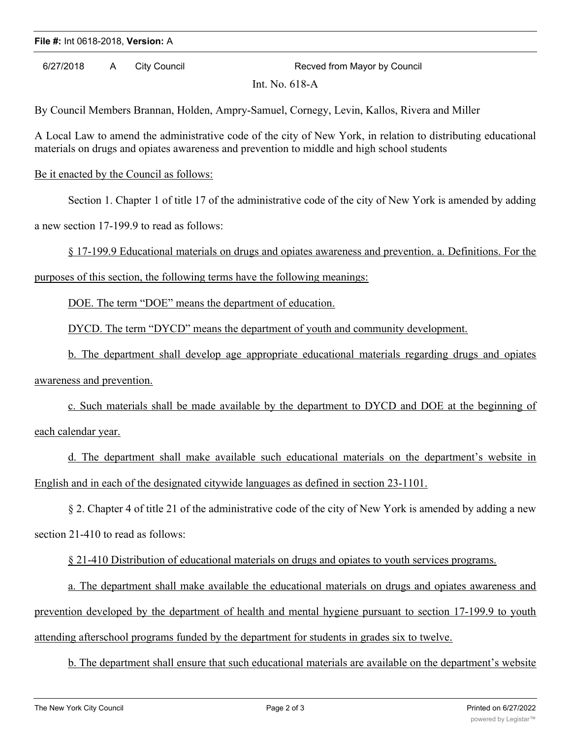**File #:** Int 0618-2018, **Version:** A

6/27/2018 A City Council Recved from Mayor by Council

Int. No. 618-A

By Council Members Brannan, Holden, Ampry-Samuel, Cornegy, Levin, Kallos, Rivera and Miller

A Local Law to amend the administrative code of the city of New York, in relation to distributing educational materials on drugs and opiates awareness and prevention to middle and high school students

Be it enacted by the Council as follows:

Section 1. Chapter 1 of title 17 of the administrative code of the city of New York is amended by adding a new section 17-199.9 to read as follows:

§ 17-199.9 Educational materials on drugs and opiates awareness and prevention. a. Definitions. For the purposes of this section, the following terms have the following meanings:

DOE. The term "DOE" means the department of education.

DYCD. The term "DYCD" means the department of youth and community development.

b. The department shall develop age appropriate educational materials regarding drugs and opiates awareness and prevention.

c. Such materials shall be made available by the department to DYCD and DOE at the beginning of each calendar year.

d. The department shall make available such educational materials on the department's website in English and in each of the designated citywide languages as defined in section 23-1101.

§ 2. Chapter 4 of title 21 of the administrative code of the city of New York is amended by adding a new section 21-410 to read as follows:

§ 21-410 Distribution of educational materials on drugs and opiates to youth services programs.

a. The department shall make available the educational materials on drugs and opiates awareness and prevention developed by the department of health and mental hygiene pursuant to section 17-199.9 to youth attending afterschool programs funded by the department for students in grades six to twelve.

b. The department shall ensure that such educational materials are available on the department's website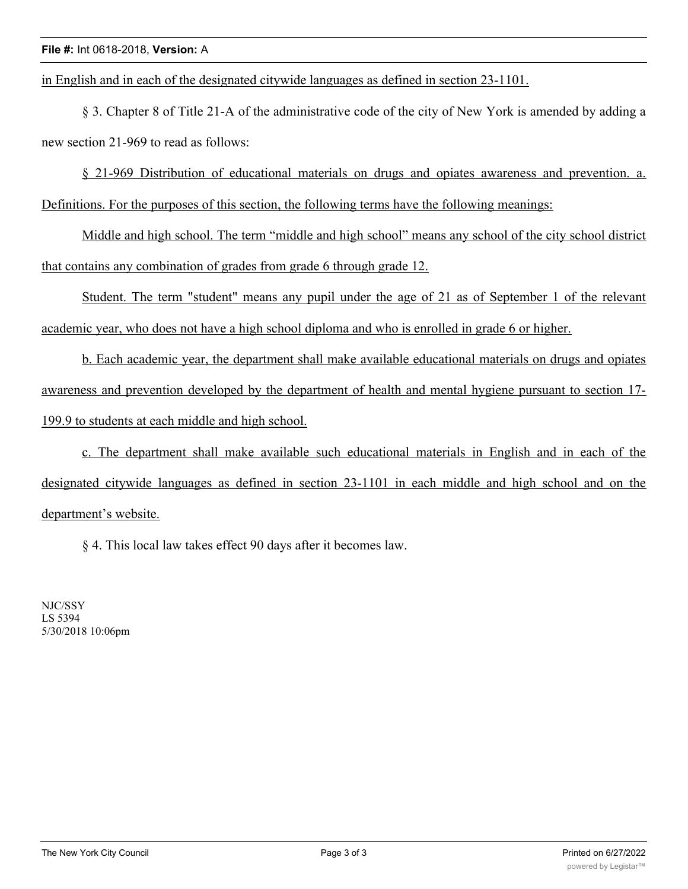in English and in each of the designated citywide languages as defined in section 23-1101.

§ 3. Chapter 8 of Title 21-A of the administrative code of the city of New York is amended by adding a new section 21-969 to read as follows:

§ 21-969 Distribution of educational materials on drugs and opiates awareness and prevention. a. Definitions. For the purposes of this section, the following terms have the following meanings:

Middle and high school. The term "middle and high school" means any school of the city school district that contains any combination of grades from grade 6 through grade 12.

Student. The term "student" means any pupil under the age of 21 as of September 1 of the relevant academic year, who does not have a high school diploma and who is enrolled in grade 6 or higher.

b. Each academic year, the department shall make available educational materials on drugs and opiates awareness and prevention developed by the department of health and mental hygiene pursuant to section 17-199.9 to students at each middle and high school.

c. The department shall make available such educational materials in English and in each of the designated citywide languages as defined in section 23-1101 in each middle and high school and on the department's website.

§ 4. This local law takes effect 90 days after it becomes law.

NJC/SSY
LS 5394
5/30/2018 10:06pm